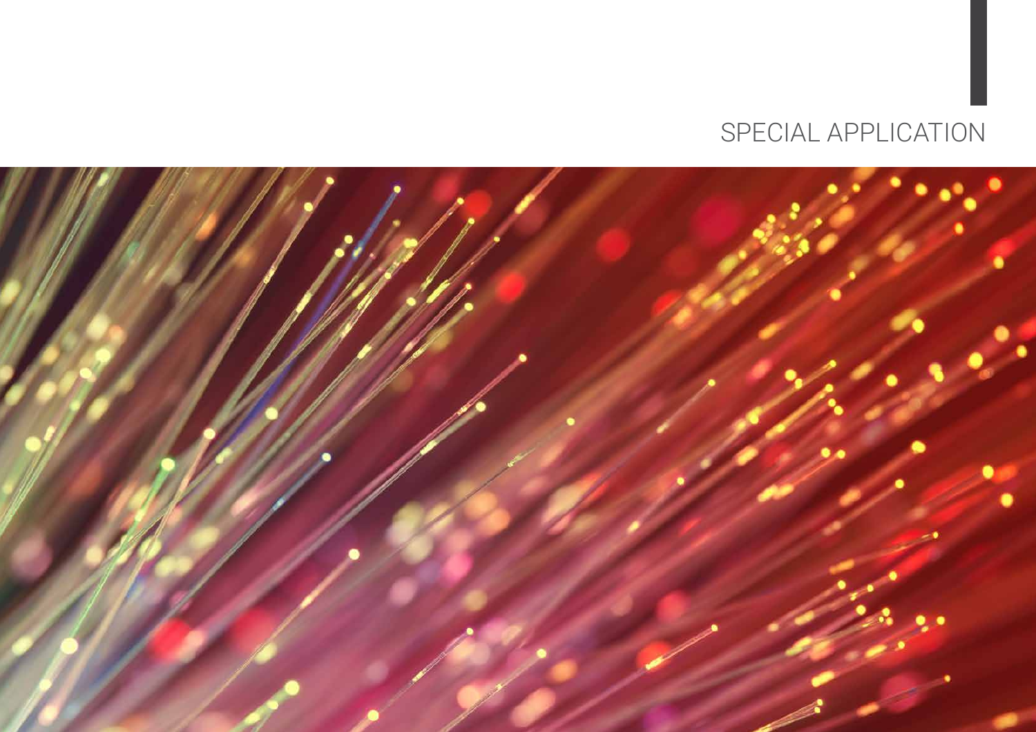# SPECIAL APPLICATION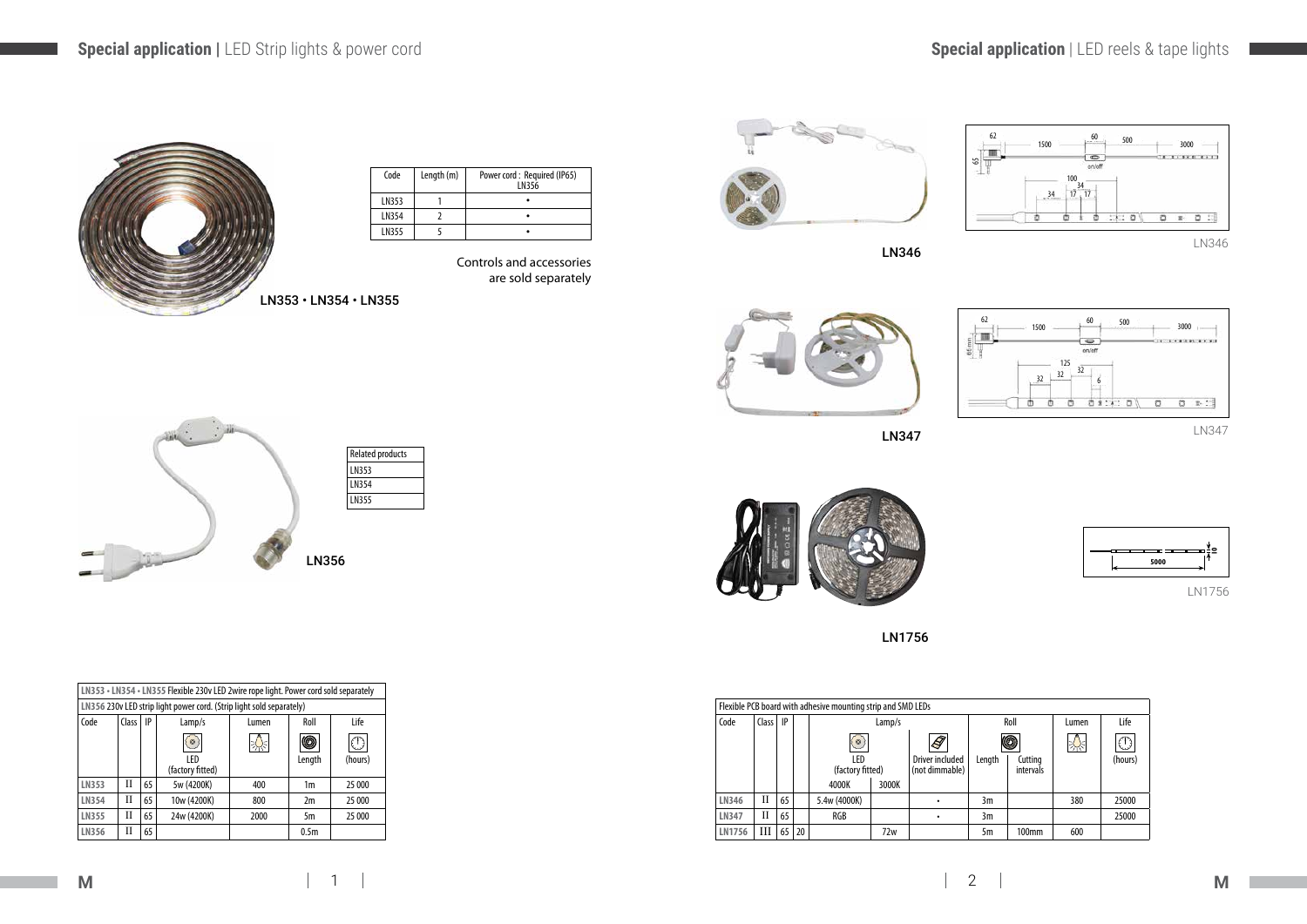## Special application | LED Strip lights & power cord

| Code | Length (m) | Power cord : Required (IP65) LN356 |
|---|---|---|
| LN353 | 1 | • |
| LN354 | 2 | • |
| LN355 | 5 | • |

Controls and accessories are sold separately

LN353 • LN354 • LN355

| Related products |
|---|
| LN353 |
| LN354 |
| LN355 |

LN356

| LN353 • LN354 • LN355 Flexible 230v LED 2wire rope light. Power cord sold separately | | | | | | |
|---|---|---|---|---|---|---|
| LN356 230v LED strip light power cord. (Strip light sold separately) | | | | | | |
| Code | Class | IP | Lamp/s | Lumen | Roll | Life |
| | | | LED (factory fitted) | | Length | (hours) |
| LN353 | II | 65 | 5w (4200K) | 400 | 1m | 25 000 |
| LN354 | II | 65 | 10w (4200K) | 800 | 2m | 25 000 |
| LN355 | II | 65 | 24w (4200K) | 2000 | 5m | 25 000 |
| LN356 | II | 65 | | | 0.5m | |

## Special application | LED reels & tape lights

LN346

LN347

LN1756

| Flexible PCB board with adhesive mounting strip and SMD LEDs | | | | | | | | | | |
|---|---|---|---|---|---|---|---|---|---|---|
| Code | Class | IP | | Lamp/s | | | Roll | | Lumen | Life |
| | | | | LED (factory fitted) | | Driver included (not dimmable) | Length | Cutting intervals | | (hours) |
| | | | | 4000K | 3000K | | | | | |
| LN346 | II | 65 | | 5.4w (4000K) | | • | 3m | | 380 | 25000 |
| LN347 | II | 65 | | RGB | | • | 3m | | | 25000 |
| LN1756 | III | 65 | 20 | | 72w | | 5m | 100mm | 600 | |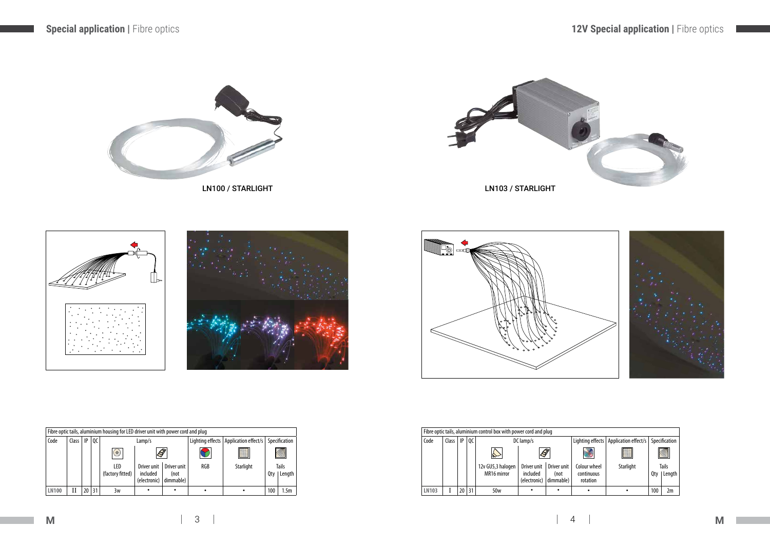## Special application | Fibre optics

LN100 / STARLIGHT

| Fibre optic tails, aluminium housing for LED driver unit with power cord and plug | | | | | | | | | | | |
|---|---|---|---|---|---|---|---|---|---|---|---|
| Code | Class | IP | QC | Lamp/s | | | Lighting effects | Application effect/s | Specification | |
| | | | | LED (factory fitted) | Driver unit included (electronic) | Driver unit (not dimmable) | RGB | Starlight | Tails Qty | Length |
| LN100 | II | 20 | 31 | 3w | • | • | • | • | 100 | 1.5m |

## 12V Special application | Fibre optics

LN103 / STARLIGHT

| Fibre optic tails, aluminium control box with power cord and plug | | | | | | | | | | |
|---|---|---|---|---|---|---|---|---|---|---|
| Code | Class | IP | QC | DC lamp/s | | | Lighting effects | Application effect/s | Specification | |
| | | | | 12v GU5,3 halogen MR16 mirror | Driver unit included (electronic) | Driver unit (not dimmable) | Colour wheel continuous rotation | Starlight | Tails Qty | Length |
| LN103 | I | 20 | 31 | 50w | • | • | • | • | 100 | 2m |